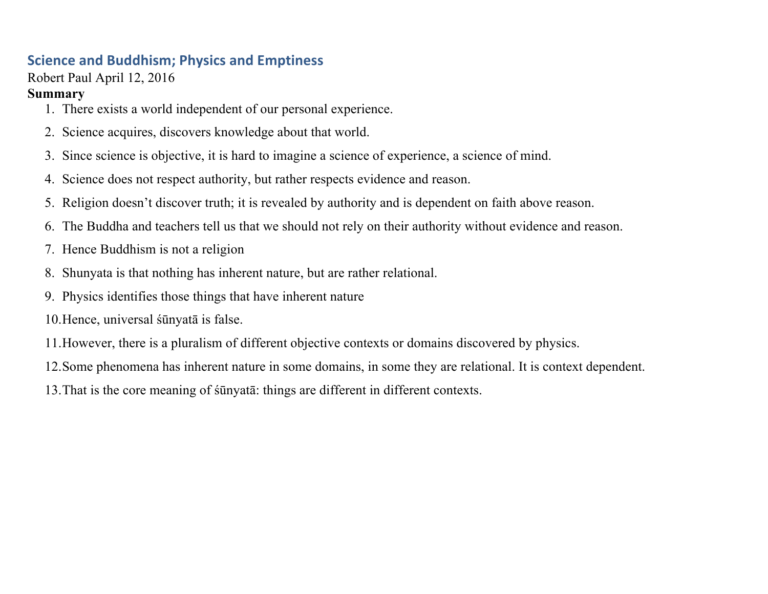## Science and Buddhism; Physics and Emptiness

Robert Paul April 12, 2016

**Summary**

1. There exists a world independent of our personal experience.
2. Science acquires, discovers knowledge about that world.
3. Since science is objective, it is hard to imagine a science of experience, a science of mind.
4. Science does not respect authority, but rather respects evidence and reason.
5. Religion doesn't discover truth; it is revealed by authority and is dependent on faith above reason.
6. The Buddha and teachers tell us that we should not rely on their authority without evidence and reason.
7. Hence Buddhism is not a religion
8. Shunyata is that nothing has inherent nature, but are rather relational.
9. Physics identifies those things that have inherent nature
10. Hence, universal śūnyatā is false.
11. However, there is a pluralism of different objective contexts or domains discovered by physics.
12. Some phenomena has inherent nature in some domains, in some they are relational. It is context dependent.
13. That is the core meaning of śūnyatā: things are different in different contexts.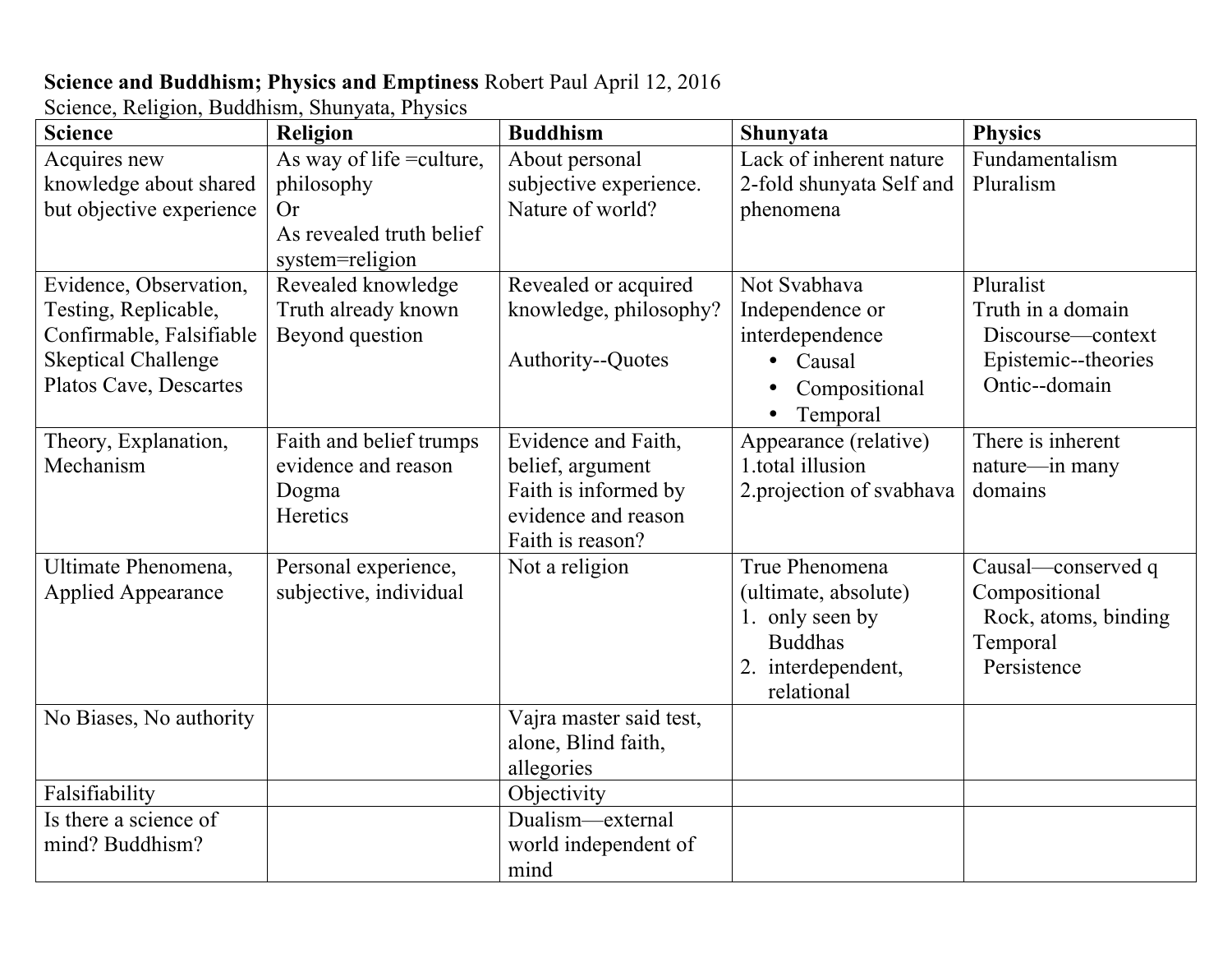**Science and Buddhism; Physics and Emptiness** Robert Paul April 12, 2016

Science, Religion, Buddhism, Shunyata, Physics

| Science | Religion | Buddhism | Shunyata | Physics |
|---|---|---|---|---|
| Acquires new knowledge about shared but objective experience | As way of life =culture, philosophy<br>Or<br>As revealed truth belief system=religion | About personal subjective experience.<br>Nature of world? | Lack of inherent nature<br>2-fold shunyata Self and phenomena | Fundamentalism<br>Pluralism |
| Evidence, Observation, Testing, Replicable, Confirmable, Falsifiable<br>Skeptical Challenge<br>Platos Cave, Descartes | Revealed knowledge<br>Truth already known<br>Beyond question | Revealed or acquired knowledge, philosophy?<br><br>Authority--Quotes | Not Svabhava<br>Independence or interdependence<br>• Causal<br>• Compositional<br>• Temporal | Pluralist<br>Truth in a domain<br>Discourse—context<br>Epistemic--theories<br>Ontic--domain |
| Theory, Explanation, Mechanism | Faith and belief trumps evidence and reason<br>Dogma<br>Heretics | Evidence and Faith, belief, argument<br>Faith is informed by evidence and reason<br>Faith is reason? | Appearance (relative)<br>1.total illusion<br>2.projection of svabhava | There is inherent nature—in many domains |
| Ultimate Phenomena, Applied Appearance | Personal experience, subjective, individual | Not a religion | True Phenomena (ultimate, absolute)<br>1. only seen by Buddhas<br>2. interdependent, relational | Causal—conserved q<br>Compositional<br>Rock, atoms, binding<br>Temporal<br>Persistence |
| No Biases, No authority | | Vajra master said test, alone, Blind faith, allegories | | |
| Falsifiability | | Objectivity | | |
| Is there a science of mind? Buddhism? | | Dualism—external world independent of mind | | |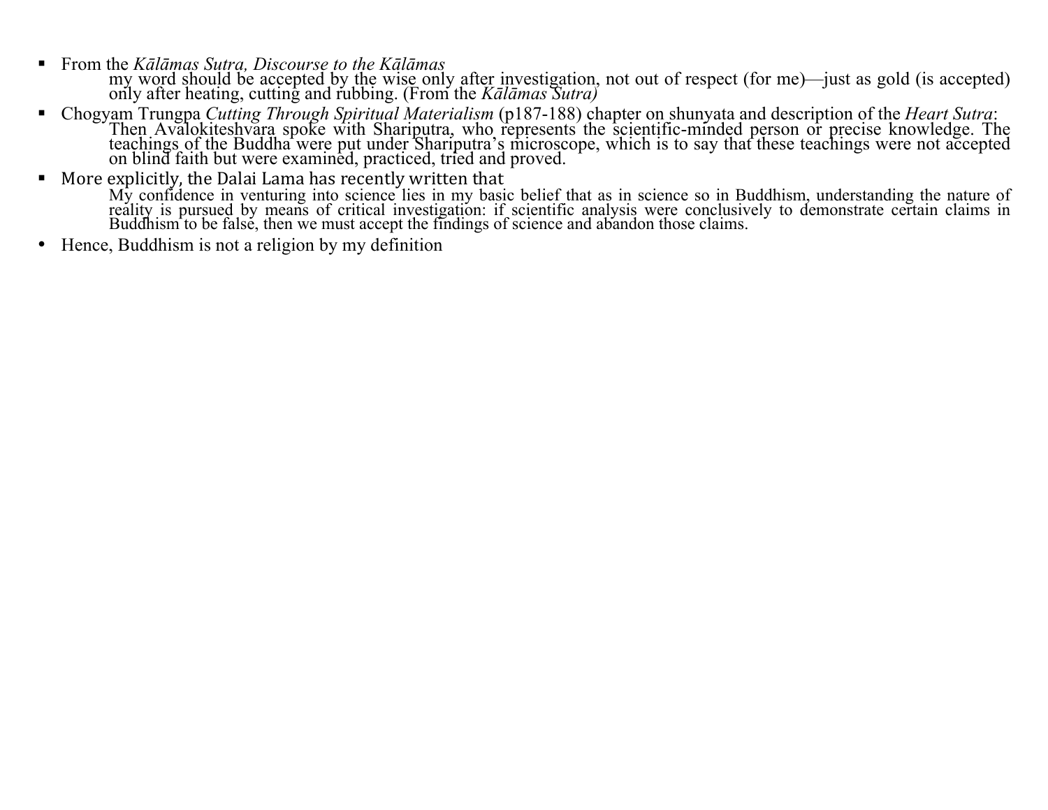- From the *Kālāmas Sutra, Discourse to the Kālāmas*

  > my word should be accepted by the wise only after investigation, not out of respect (for me)—just as gold (is accepted) only after heating, cutting and rubbing. (From the *Kālāmas Sutra)*

- Chogyam Trungpa *Cutting Through Spiritual Materialism* (p187-188) chapter on shunyata and description of the *Heart Sutra*:

  > Then Avalokiteshvara spoke with Shariputra, who represents the scientific-minded person or precise knowledge. The teachings of the Buddha were put under Shariputra's microscope, which is to say that these teachings were not accepted on blind faith but were examined, practiced, tried and proved.

- More explicitly, the Dalai Lama has recently written that

  > My confidence in venturing into science lies in my basic belief that as in science so in Buddhism, understanding the nature of reality is pursued by means of critical investigation: if scientific analysis were conclusively to demonstrate certain claims in Buddhism to be false, then we must accept the findings of science and abandon those claims.

- Hence, Buddhism is not a religion by my definition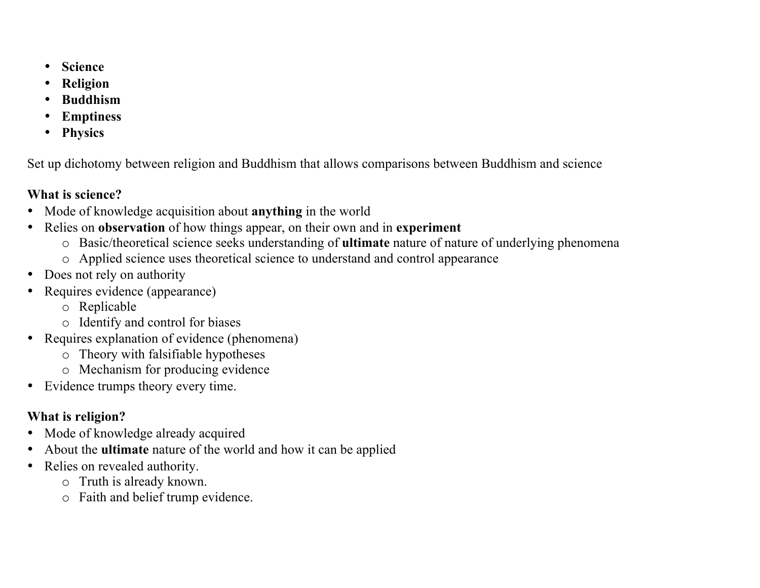- **Science**
- **Religion**
- **Buddhism**
- **Emptiness**
- **Physics**

Set up dichotomy between religion and Buddhism that allows comparisons between Buddhism and science

**What is science?**

- Mode of knowledge acquisition about **anything** in the world
- Relies on **observation** of how things appear, on their own and in **experiment**
  - Basic/theoretical science seeks understanding of **ultimate** nature of nature of underlying phenomena
  - Applied science uses theoretical science to understand and control appearance
- Does not rely on authority
- Requires evidence (appearance)
  - Replicable
  - Identify and control for biases
- Requires explanation of evidence (phenomena)
  - Theory with falsifiable hypotheses
  - Mechanism for producing evidence
- Evidence trumps theory every time.

**What is religion?**

- Mode of knowledge already acquired
- About the **ultimate** nature of the world and how it can be applied
- Relies on revealed authority.
  - Truth is already known.
  - Faith and belief trump evidence.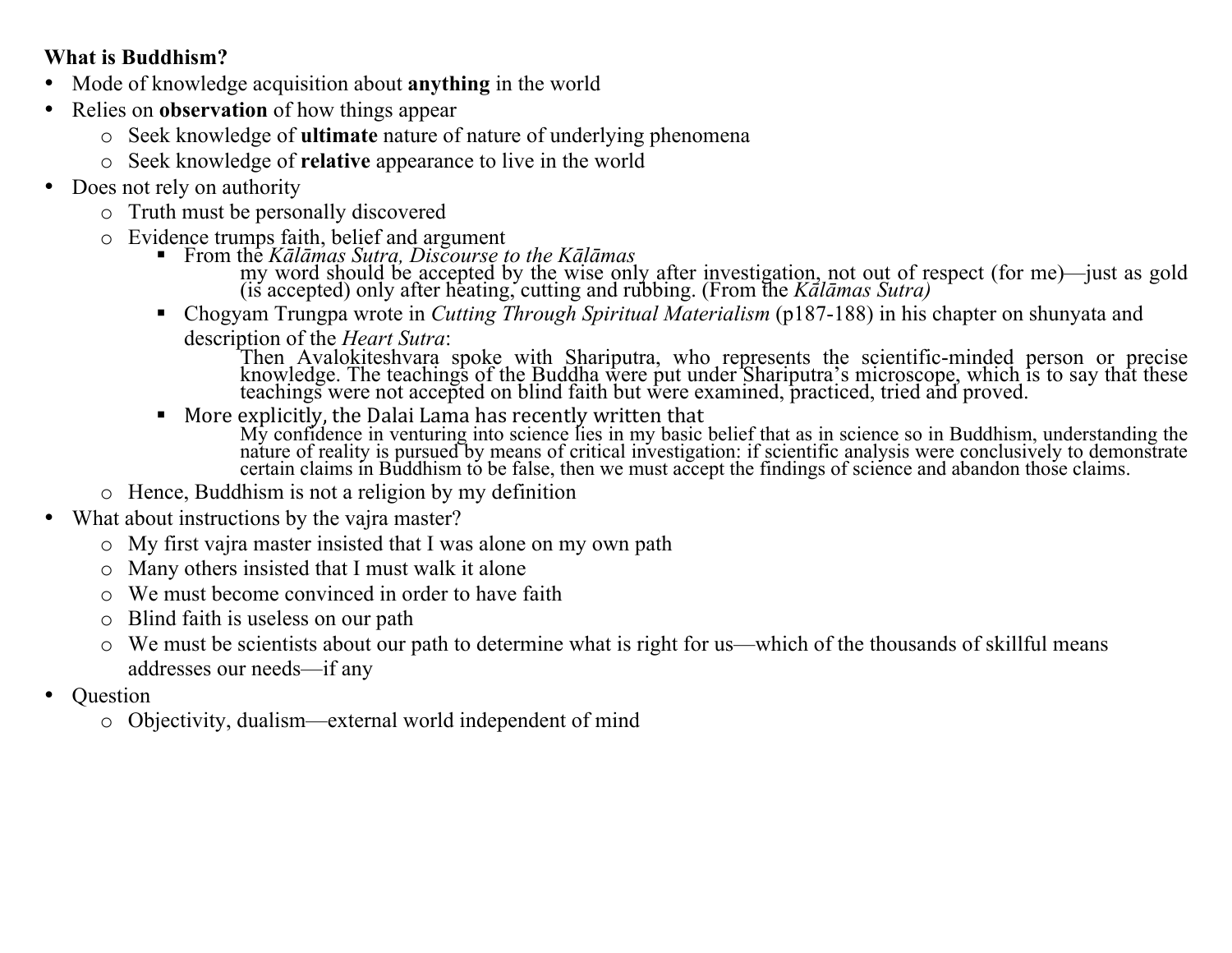**What is Buddhism?**

- Mode of knowledge acquisition about **anything** in the world
- Relies on **observation** of how things appear
  - Seek knowledge of **ultimate** nature of nature of underlying phenomena
  - Seek knowledge of **relative** appearance to live in the world
- Does not rely on authority
  - Truth must be personally discovered
  - Evidence trumps faith, belief and argument
    - From the *Kālāmas Sutra, Discourse to the Kālāmas*

      > my word should be accepted by the wise only after investigation, not out of respect (for me)—just as gold (is accepted) only after heating, cutting and rubbing. (From the *Kālāmas Sutra)*

    - Chogyam Trungpa wrote in *Cutting Through Spiritual Materialism* (p187-188) in his chapter on shunyata and description of the *Heart Sutra*:

      > Then Avalokiteshvara spoke with Shariputra, who represents the scientific-minded person or precise knowledge. The teachings of the Buddha were put under Shariputra's microscope, which is to say that these teachings were not accepted on blind faith but were examined, practiced, tried and proved.

    - More explicitly, the Dalai Lama has recently written that

      > My confidence in venturing into science lies in my basic belief that as in science so in Buddhism, understanding the nature of reality is pursued by means of critical investigation: if scientific analysis were conclusively to demonstrate certain claims in Buddhism to be false, then we must accept the findings of science and abandon those claims.

  - Hence, Buddhism is not a religion by my definition
- What about instructions by the vajra master?
  - My first vajra master insisted that I was alone on my own path
  - Many others insisted that I must walk it alone
  - We must become convinced in order to have faith
  - Blind faith is useless on our path
  - We must be scientists about our path to determine what is right for us—which of the thousands of skillful means addresses our needs—if any
- Question
  - Objectivity, dualism—external world independent of mind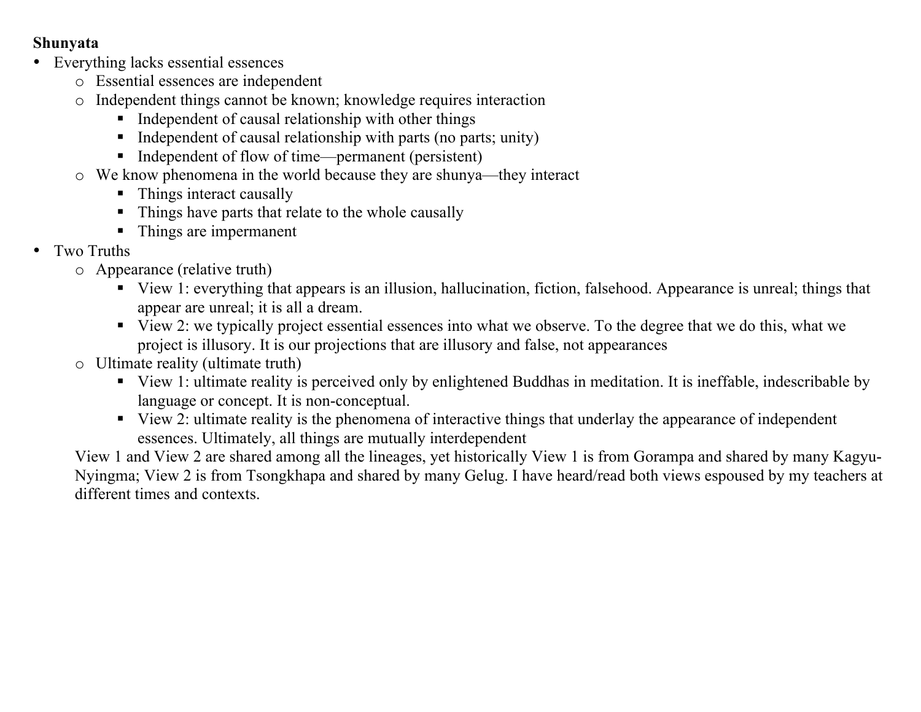**Shunyata**

- Everything lacks essential essences
    - Essential essences are independent
    - Independent things cannot be known; knowledge requires interaction
        - Independent of causal relationship with other things
        - Independent of causal relationship with parts (no parts; unity)
        - Independent of flow of time—permanent (persistent)
    - We know phenomena in the world because they are shunya—they interact
        - Things interact causally
        - Things have parts that relate to the whole causally
        - Things are impermanent
- Two Truths
    - Appearance (relative truth)
        - View 1: everything that appears is an illusion, hallucination, fiction, falsehood. Appearance is unreal; things that appear are unreal; it is all a dream.
        - View 2: we typically project essential essences into what we observe. To the degree that we do this, what we project is illusory. It is our projections that are illusory and false, not appearances
    - Ultimate reality (ultimate truth)
        - View 1: ultimate reality is perceived only by enlightened Buddhas in meditation. It is ineffable, indescribable by language or concept. It is non-conceptual.
        - View 2: ultimate reality is the phenomena of interactive things that underlay the appearance of independent essences. Ultimately, all things are mutually interdependent

  View 1 and View 2 are shared among all the lineages, yet historically View 1 is from Gorampa and shared by many Kagyu-Nyingma; View 2 is from Tsongkhapa and shared by many Gelug. I have heard/read both views espoused by my teachers at different times and contexts.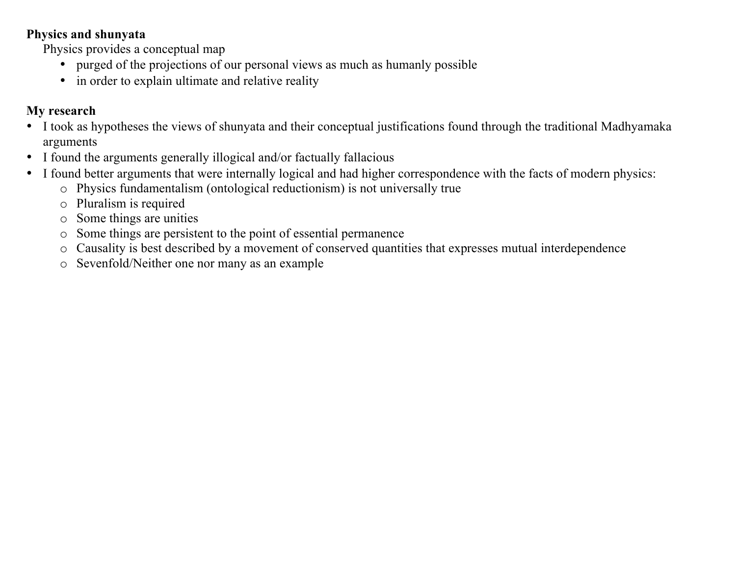**Physics and shunyata**

Physics provides a conceptual map

- purged of the projections of our personal views as much as humanly possible
- in order to explain ultimate and relative reality

**My research**

- I took as hypotheses the views of shunyata and their conceptual justifications found through the traditional Madhyamaka arguments
- I found the arguments generally illogical and/or factually fallacious
- I found better arguments that were internally logical and had higher correspondence with the facts of modern physics:
  - Physics fundamentalism (ontological reductionism) is not universally true
  - Pluralism is required
  - Some things are unities
  - Some things are persistent to the point of essential permanence
  - Causality is best described by a movement of conserved quantities that expresses mutual interdependence
  - Sevenfold/Neither one nor many as an example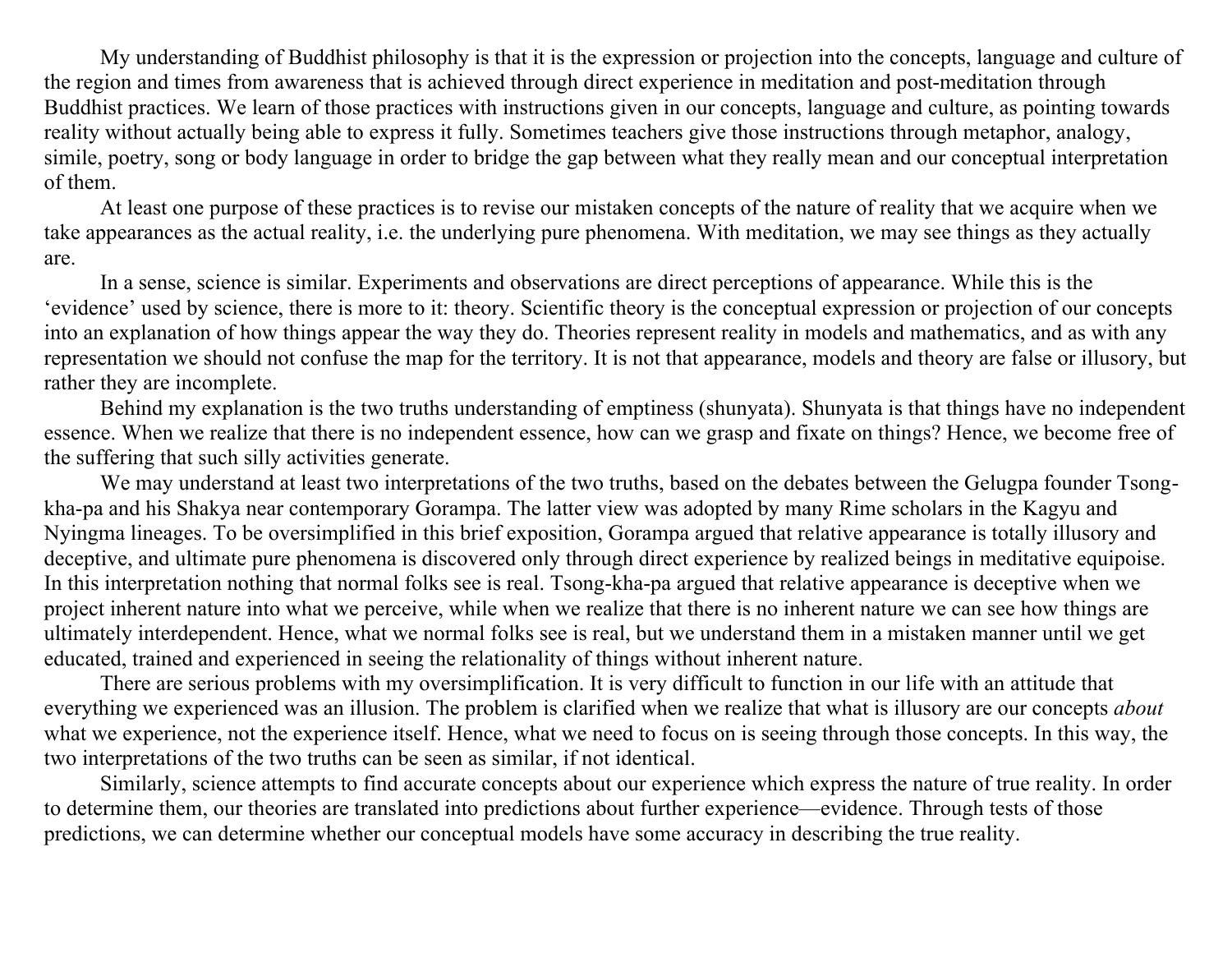My understanding of Buddhist philosophy is that it is the expression or projection into the concepts, language and culture of the region and times from awareness that is achieved through direct experience in meditation and post-meditation through Buddhist practices. We learn of those practices with instructions given in our concepts, language and culture, as pointing towards reality without actually being able to express it fully. Sometimes teachers give those instructions through metaphor, analogy, simile, poetry, song or body language in order to bridge the gap between what they really mean and our conceptual interpretation of them.

At least one purpose of these practices is to revise our mistaken concepts of the nature of reality that we acquire when we take appearances as the actual reality, i.e. the underlying pure phenomena. With meditation, we may see things as they actually are.

In a sense, science is similar. Experiments and observations are direct perceptions of appearance. While this is the ‘evidence’ used by science, there is more to it: theory. Scientific theory is the conceptual expression or projection of our concepts into an explanation of how things appear the way they do. Theories represent reality in models and mathematics, and as with any representation we should not confuse the map for the territory. It is not that appearance, models and theory are false or illusory, but rather they are incomplete.

Behind my explanation is the two truths understanding of emptiness (shunyata). Shunyata is that things have no independent essence. When we realize that there is no independent essence, how can we grasp and fixate on things? Hence, we become free of the suffering that such silly activities generate.

We may understand at least two interpretations of the two truths, based on the debates between the Gelugpa founder Tsong-kha-pa and his Shakya near contemporary Gorampa. The latter view was adopted by many Rime scholars in the Kagyu and Nyingma lineages. To be oversimplified in this brief exposition, Gorampa argued that relative appearance is totally illusory and deceptive, and ultimate pure phenomena is discovered only through direct experience by realized beings in meditative equipoise. In this interpretation nothing that normal folks see is real. Tsong-kha-pa argued that relative appearance is deceptive when we project inherent nature into what we perceive, while when we realize that there is no inherent nature we can see how things are ultimately interdependent. Hence, what we normal folks see is real, but we understand them in a mistaken manner until we get educated, trained and experienced in seeing the relationality of things without inherent nature.

There are serious problems with my oversimplification. It is very difficult to function in our life with an attitude that everything we experienced was an illusion. The problem is clarified when we realize that what is illusory are our concepts *about* what we experience, not the experience itself. Hence, what we need to focus on is seeing through those concepts. In this way, the two interpretations of the two truths can be seen as similar, if not identical.

Similarly, science attempts to find accurate concepts about our experience which express the nature of true reality. In order to determine them, our theories are translated into predictions about further experience—evidence. Through tests of those predictions, we can determine whether our conceptual models have some accuracy in describing the true reality.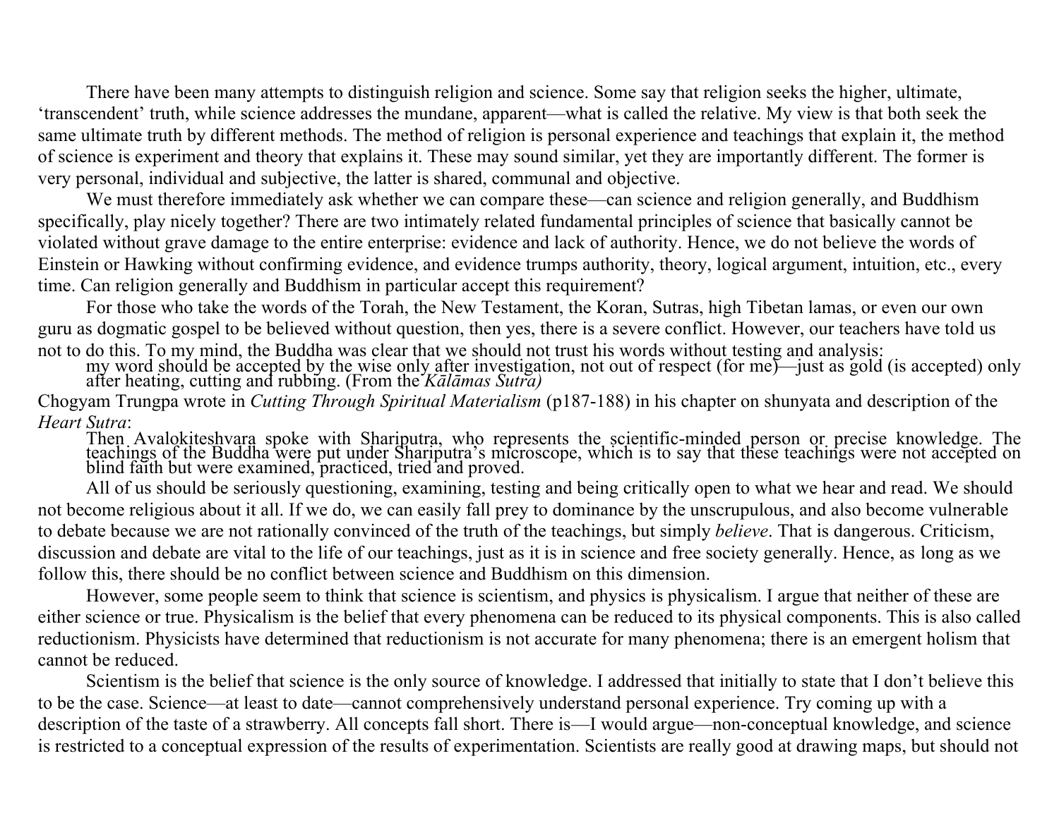There have been many attempts to distinguish religion and science. Some say that religion seeks the higher, ultimate, 'transcendent' truth, while science addresses the mundane, apparent—what is called the relative. My view is that both seek the same ultimate truth by different methods. The method of religion is personal experience and teachings that explain it, the method of science is experiment and theory that explains it. These may sound similar, yet they are importantly different. The former is very personal, individual and subjective, the latter is shared, communal and objective.

We must therefore immediately ask whether we can compare these—can science and religion generally, and Buddhism specifically, play nicely together? There are two intimately related fundamental principles of science that basically cannot be violated without grave damage to the entire enterprise: evidence and lack of authority. Hence, we do not believe the words of Einstein or Hawking without confirming evidence, and evidence trumps authority, theory, logical argument, intuition, etc., every time. Can religion generally and Buddhism in particular accept this requirement?

For those who take the words of the Torah, the New Testament, the Koran, Sutras, high Tibetan lamas, or even our own guru as dogmatic gospel to be believed without question, then yes, there is a severe conflict. However, our teachers have told us not to do this. To my mind, the Buddha was clear that we should not trust his words without testing and analysis:

> my word should be accepted by the wise only after investigation, not out of respect (for me)—just as gold (is accepted) only after heating, cutting and rubbing. (From the *Kālāmas Sutra)*

Chogyam Trungpa wrote in *Cutting Through Spiritual Materialism* (p187-188) in his chapter on shunyata and description of the *Heart Sutra*:

> Then Avalokiteshvara spoke with Shariputra, who represents the scientific-minded person or precise knowledge. The teachings of the Buddha were put under Shariputra's microscope, which is to say that these teachings were not accepted on blind faith but were examined, practiced, tried and proved.

All of us should be seriously questioning, examining, testing and being critically open to what we hear and read. We should not become religious about it all. If we do, we can easily fall prey to dominance by the unscrupulous, and also become vulnerable to debate because we are not rationally convinced of the truth of the teachings, but simply *believe*. That is dangerous. Criticism, discussion and debate are vital to the life of our teachings, just as it is in science and free society generally. Hence, as long as we follow this, there should be no conflict between science and Buddhism on this dimension.

However, some people seem to think that science is scientism, and physics is physicalism. I argue that neither of these are either science or true. Physicalism is the belief that every phenomena can be reduced to its physical components. This is also called reductionism. Physicists have determined that reductionism is not accurate for many phenomena; there is an emergent holism that cannot be reduced.

Scientism is the belief that science is the only source of knowledge. I addressed that initially to state that I don't believe this to be the case. Science—at least to date—cannot comprehensively understand personal experience. Try coming up with a description of the taste of a strawberry. All concepts fall short. There is—I would argue—non-conceptual knowledge, and science is restricted to a conceptual expression of the results of experimentation. Scientists are really good at drawing maps, but should not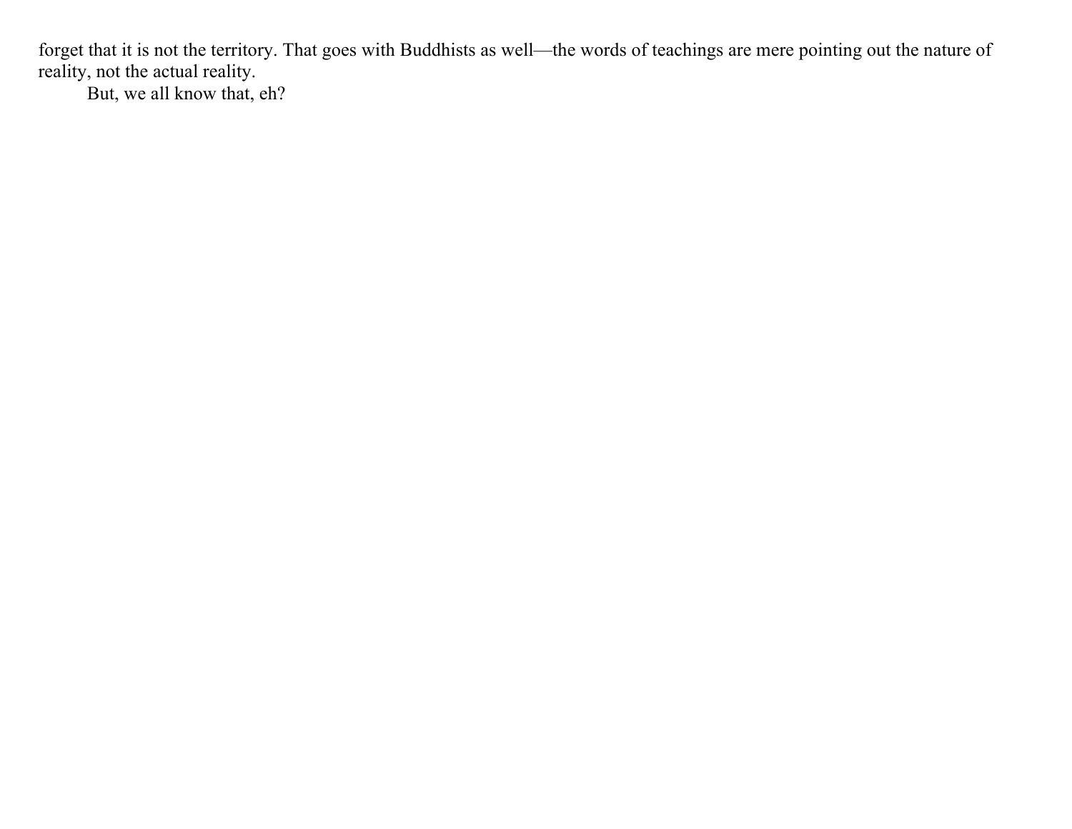forget that it is not the territory. That goes with Buddhists as well—the words of teachings are mere pointing out the nature of reality, not the actual reality.

But, we all know that, eh?